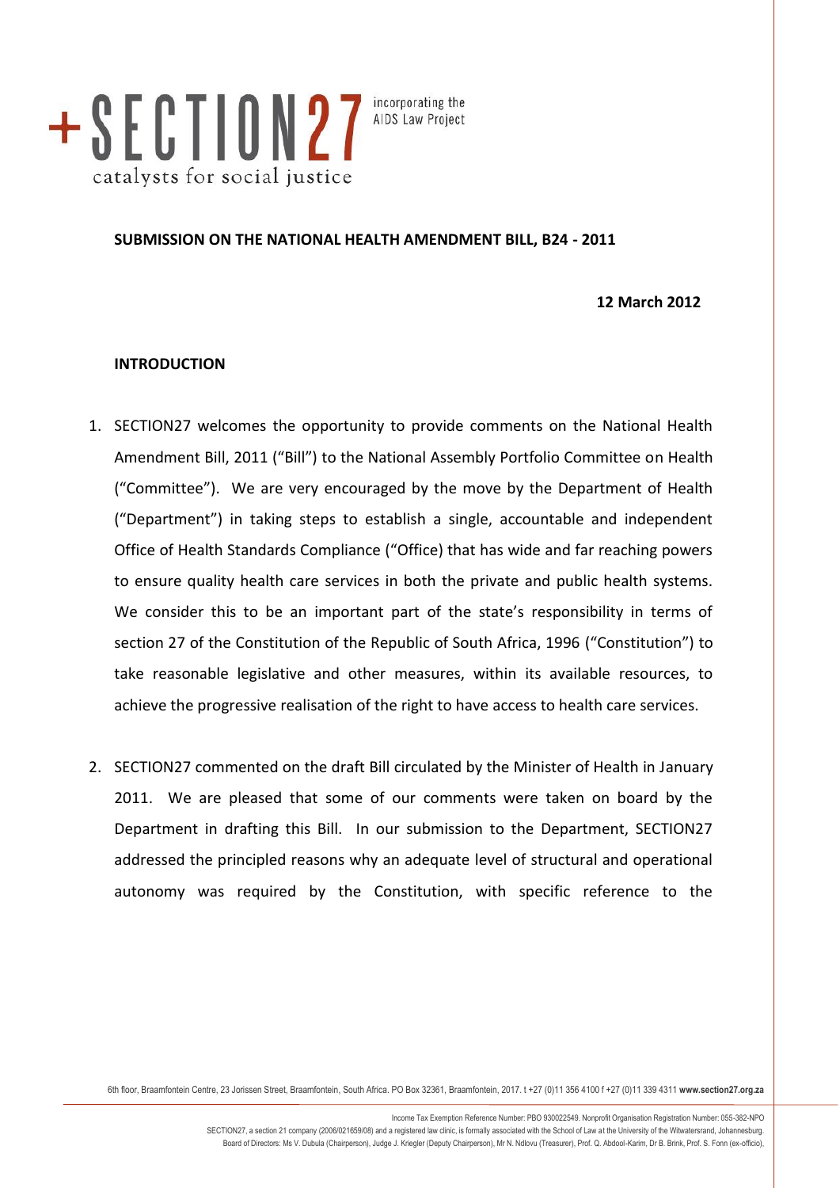+SECTION27 incorporating the AIDS Law Project

catalysts for social justice

**SUBMISSION ON THE NATIONAL HEALTH AMENDMENT BILL, B24 - 2011**

**12 March 2012**

**INTRODUCTION**

1. SECTION27 welcomes the opportunity to provide comments on the National Health Amendment Bill, 2011 ("Bill") to the National Assembly Portfolio Committee on Health ("Committee"). We are very encouraged by the move by the Department of Health ("Department") in taking steps to establish a single, accountable and independent Office of Health Standards Compliance ("Office) that has wide and far reaching powers to ensure quality health care services in both the private and public health systems. We consider this to be an important part of the state's responsibility in terms of section 27 of the Constitution of the Republic of South Africa, 1996 ("Constitution") to take reasonable legislative and other measures, within its available resources, to achieve the progressive realisation of the right to have access to health care services.

2. SECTION27 commented on the draft Bill circulated by the Minister of Health in January 2011. We are pleased that some of our comments were taken on board by the Department in drafting this Bill. In our submission to the Department, SECTION27 addressed the principled reasons why an adequate level of structural and operational autonomy was required by the Constitution, with specific reference to the

6th floor, Braamfontein Centre, 23 Jorissen Street, Braamfontein, South Africa. PO Box 32361, Braamfontein, 2017. t +27 (0)11 356 4100 f +27 (0)11 339 4311 **www.section27.org.za**

Income Tax Exemption Reference Number: PBO 930022549. Nonprofit Organisation Registration Number: 055-382-NPO

SECTION27, a section 21 company (2006/021659/08) and a registered law clinic, is formally associated with the School of Law at the University of the Witwatersrand, Johannesburg.

Board of Directors: Ms V. Dubula (Chairperson), Judge J. Kriegler (Deputy Chairperson), Mr N. Ndlovu (Treasurer), Prof. Q. Abdool-Karim, Dr B. Brink, Prof. S. Fonn (ex-officio),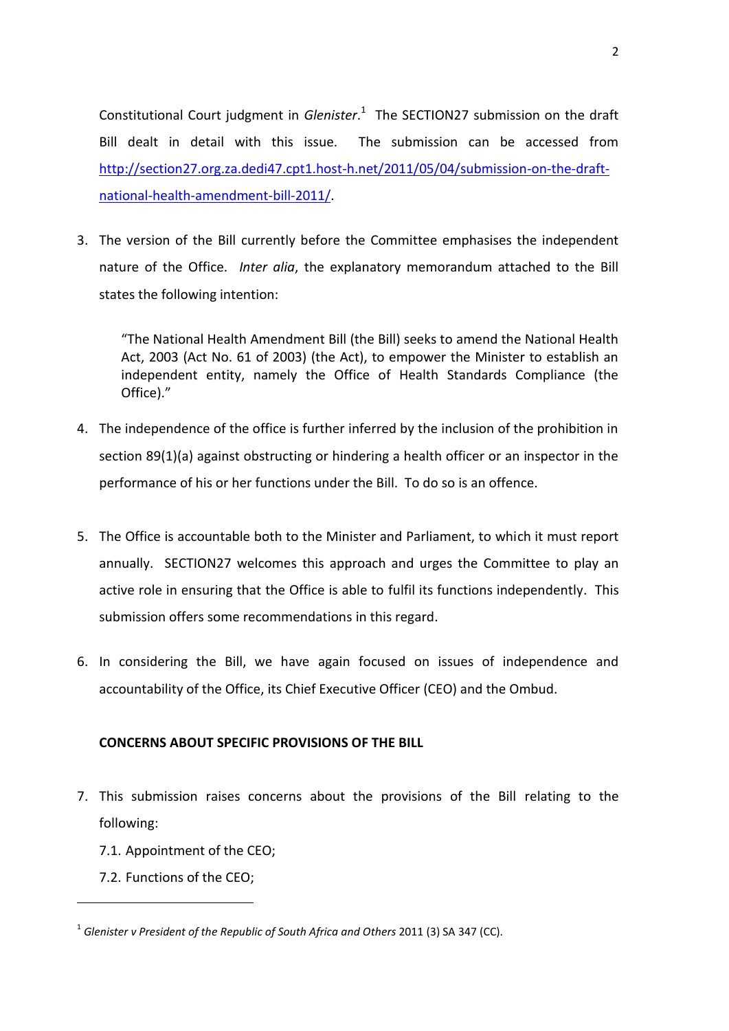Constitutional Court judgment in *Glenister*.[1] The SECTION27 submission on the draft Bill dealt in detail with this issue. The submission can be accessed from http://section27.org.za.dedi47.cpt1.host-h.net/2011/05/04/submission-on-the-draft-national-health-amendment-bill-2011/.

3. The version of the Bill currently before the Committee emphasises the independent nature of the Office. *Inter alia*, the explanatory memorandum attached to the Bill states the following intention:

   > "The National Health Amendment Bill (the Bill) seeks to amend the National Health Act, 2003 (Act No. 61 of 2003) (the Act), to empower the Minister to establish an independent entity, namely the Office of Health Standards Compliance (the Office)."

4. The independence of the office is further inferred by the inclusion of the prohibition in section 89(1)(a) against obstructing or hindering a health officer or an inspector in the performance of his or her functions under the Bill. To do so is an offence.

5. The Office is accountable both to the Minister and Parliament, to which it must report annually. SECTION27 welcomes this approach and urges the Committee to play an active role in ensuring that the Office is able to fulfil its functions independently. This submission offers some recommendations in this regard.

6. In considering the Bill, we have again focused on issues of independence and accountability of the Office, its Chief Executive Officer (CEO) and the Ombud.

**CONCERNS ABOUT SPECIFIC PROVISIONS OF THE BILL**

7. This submission raises concerns about the provisions of the Bill relating to the following:

   7.1. Appointment of the CEO;

   7.2. Functions of the CEO;

---

[1] *Glenister v President of the Republic of South Africa and Others* 2011 (3) SA 347 (CC).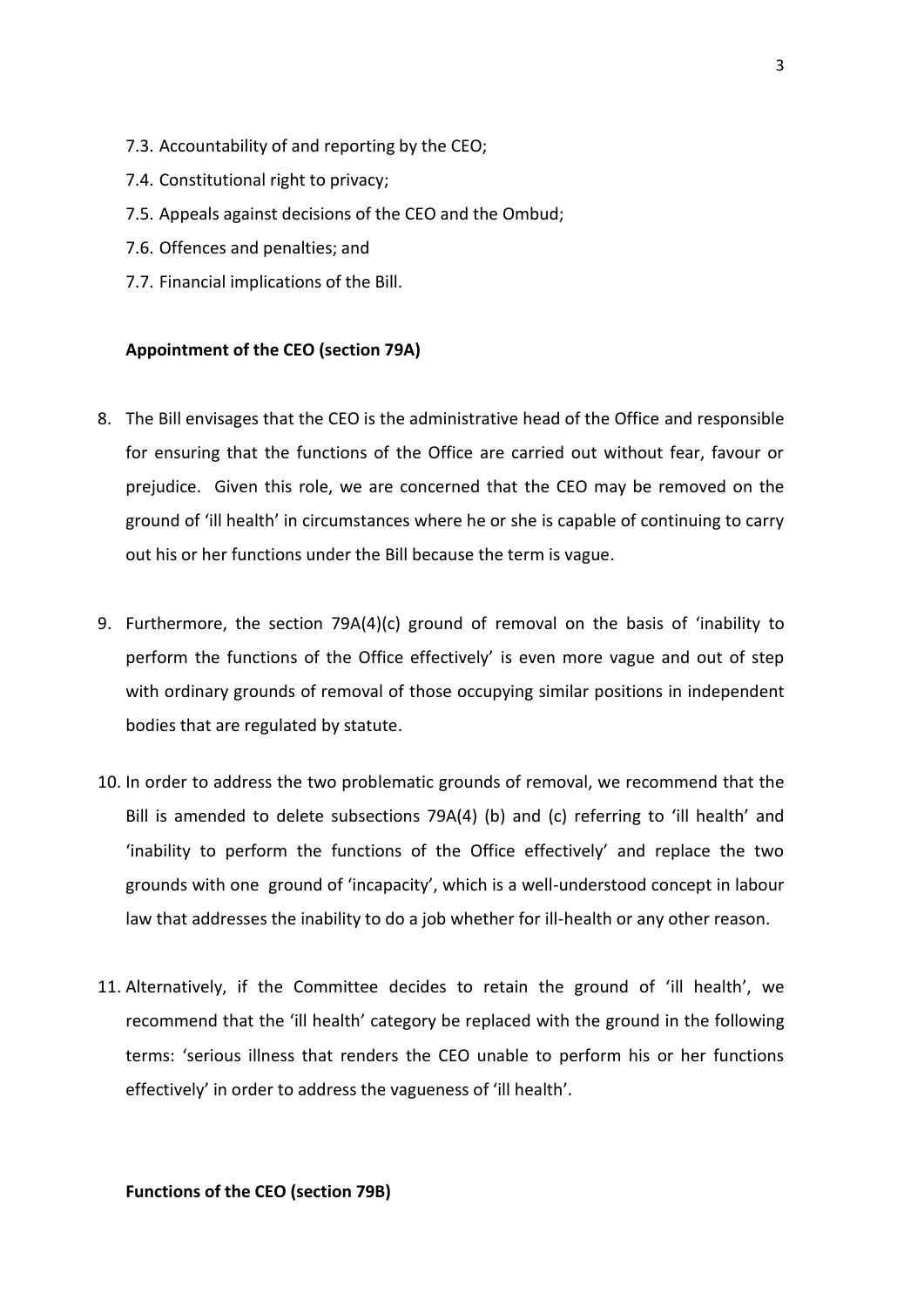7.3. Accountability of and reporting by the CEO;

7.4. Constitutional right to privacy;

7.5. Appeals against decisions of the CEO and the Ombud;

7.6. Offences and penalties; and

7.7. Financial implications of the Bill.

**Appointment of the CEO (section 79A)**

8. The Bill envisages that the CEO is the administrative head of the Office and responsible for ensuring that the functions of the Office are carried out without fear, favour or prejudice. Given this role, we are concerned that the CEO may be removed on the ground of 'ill health' in circumstances where he or she is capable of continuing to carry out his or her functions under the Bill because the term is vague.

9. Furthermore, the section 79A(4)(c) ground of removal on the basis of 'inability to perform the functions of the Office effectively' is even more vague and out of step with ordinary grounds of removal of those occupying similar positions in independent bodies that are regulated by statute.

10. In order to address the two problematic grounds of removal, we recommend that the Bill is amended to delete subsections 79A(4) (b) and (c) referring to 'ill health' and 'inability to perform the functions of the Office effectively' and replace the two grounds with one ground of 'incapacity', which is a well-understood concept in labour law that addresses the inability to do a job whether for ill-health or any other reason.

11. Alternatively, if the Committee decides to retain the ground of 'ill health', we recommend that the 'ill health' category be replaced with the ground in the following terms: 'serious illness that renders the CEO unable to perform his or her functions effectively' in order to address the vagueness of 'ill health'.

**Functions of the CEO (section 79B)**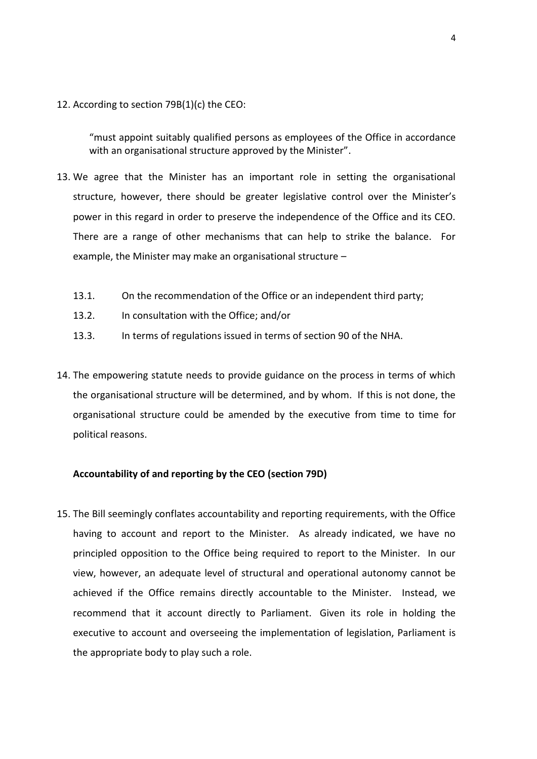12. According to section 79B(1)(c) the CEO:

    "must appoint suitably qualified persons as employees of the Office in accordance with an organisational structure approved by the Minister".

13. We agree that the Minister has an important role in setting the organisational structure, however, there should be greater legislative control over the Minister's power in this regard in order to preserve the independence of the Office and its CEO. There are a range of other mechanisms that can help to strike the balance. For example, the Minister may make an organisational structure –

    13.1. On the recommendation of the Office or an independent third party;

    13.2. In consultation with the Office; and/or

    13.3. In terms of regulations issued in terms of section 90 of the NHA.

14. The empowering statute needs to provide guidance on the process in terms of which the organisational structure will be determined, and by whom. If this is not done, the organisational structure could be amended by the executive from time to time for political reasons.

**Accountability of and reporting by the CEO (section 79D)**

15. The Bill seemingly conflates accountability and reporting requirements, with the Office having to account and report to the Minister. As already indicated, we have no principled opposition to the Office being required to report to the Minister. In our view, however, an adequate level of structural and operational autonomy cannot be achieved if the Office remains directly accountable to the Minister. Instead, we recommend that it account directly to Parliament. Given its role in holding the executive to account and overseeing the implementation of legislation, Parliament is the appropriate body to play such a role.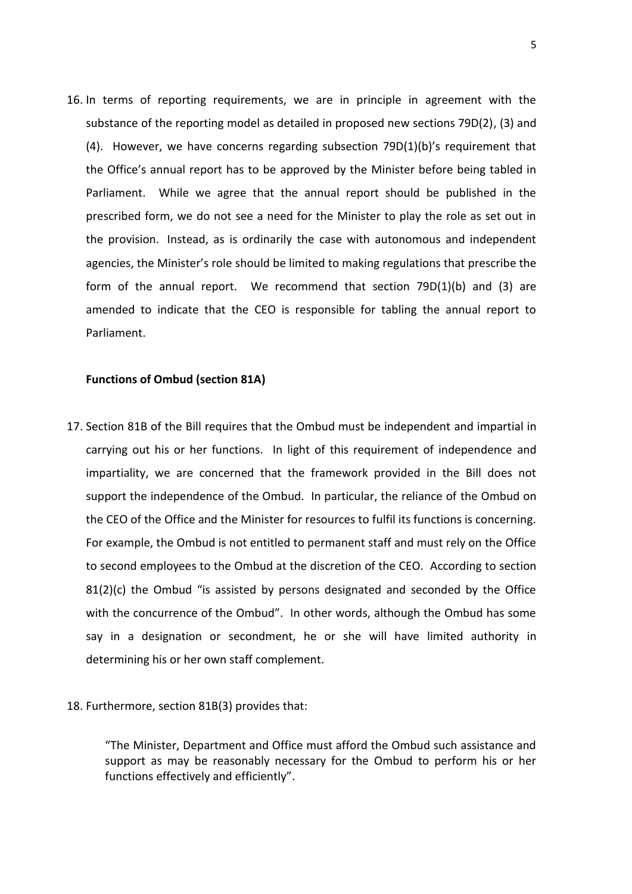16. In terms of reporting requirements, we are in principle in agreement with the substance of the reporting model as detailed in proposed new sections 79D(2), (3) and (4). However, we have concerns regarding subsection 79D(1)(b)'s requirement that the Office's annual report has to be approved by the Minister before being tabled in Parliament. While we agree that the annual report should be published in the prescribed form, we do not see a need for the Minister to play the role as set out in the provision. Instead, as is ordinarily the case with autonomous and independent agencies, the Minister's role should be limited to making regulations that prescribe the form of the annual report. We recommend that section 79D(1)(b) and (3) are amended to indicate that the CEO is responsible for tabling the annual report to Parliament.

**Functions of Ombud (section 81A)**

17. Section 81B of the Bill requires that the Ombud must be independent and impartial in carrying out his or her functions. In light of this requirement of independence and impartiality, we are concerned that the framework provided in the Bill does not support the independence of the Ombud. In particular, the reliance of the Ombud on the CEO of the Office and the Minister for resources to fulfil its functions is concerning. For example, the Ombud is not entitled to permanent staff and must rely on the Office to second employees to the Ombud at the discretion of the CEO. According to section 81(2)(c) the Ombud "is assisted by persons designated and seconded by the Office with the concurrence of the Ombud". In other words, although the Ombud has some say in a designation or secondment, he or she will have limited authority in determining his or her own staff complement.

18. Furthermore, section 81B(3) provides that:

> "The Minister, Department and Office must afford the Ombud such assistance and support as may be reasonably necessary for the Ombud to perform his or her functions effectively and efficiently".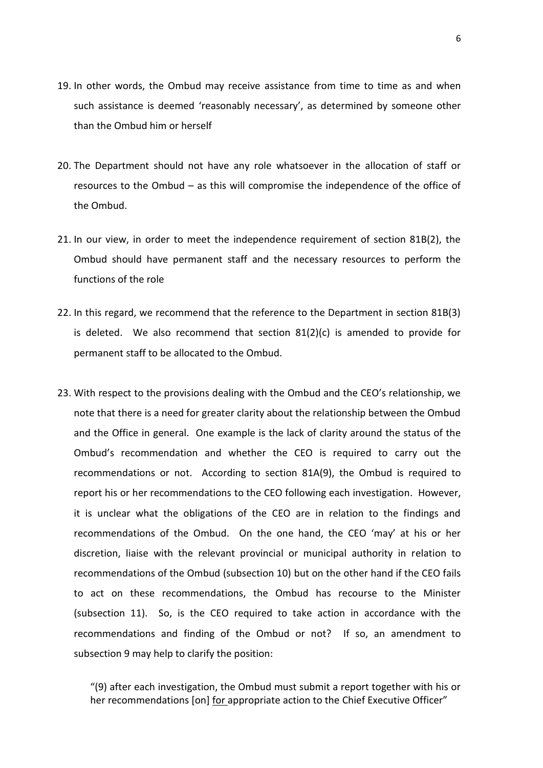19. In other words, the Ombud may receive assistance from time to time as and when such assistance is deemed 'reasonably necessary', as determined by someone other than the Ombud him or herself

20. The Department should not have any role whatsoever in the allocation of staff or resources to the Ombud – as this will compromise the independence of the office of the Ombud.

21. In our view, in order to meet the independence requirement of section 81B(2), the Ombud should have permanent staff and the necessary resources to perform the functions of the role

22. In this regard, we recommend that the reference to the Department in section 81B(3) is deleted. We also recommend that section 81(2)(c) is amended to provide for permanent staff to be allocated to the Ombud.

23. With respect to the provisions dealing with the Ombud and the CEO's relationship, we note that there is a need for greater clarity about the relationship between the Ombud and the Office in general. One example is the lack of clarity around the status of the Ombud's recommendation and whether the CEO is required to carry out the recommendations or not. According to section 81A(9), the Ombud is required to report his or her recommendations to the CEO following each investigation. However, it is unclear what the obligations of the CEO are in relation to the findings and recommendations of the Ombud. On the one hand, the CEO 'may' at his or her discretion, liaise with the relevant provincial or municipal authority in relation to recommendations of the Ombud (subsection 10) but on the other hand if the CEO fails to act on these recommendations, the Ombud has recourse to the Minister (subsection 11). So, is the CEO required to take action in accordance with the recommendations and finding of the Ombud or not? If so, an amendment to subsection 9 may help to clarify the position:

   "(9) after each investigation, the Ombud must submit a report together with his or her recommendations [on] <u>for</u> appropriate action to the Chief Executive Officer"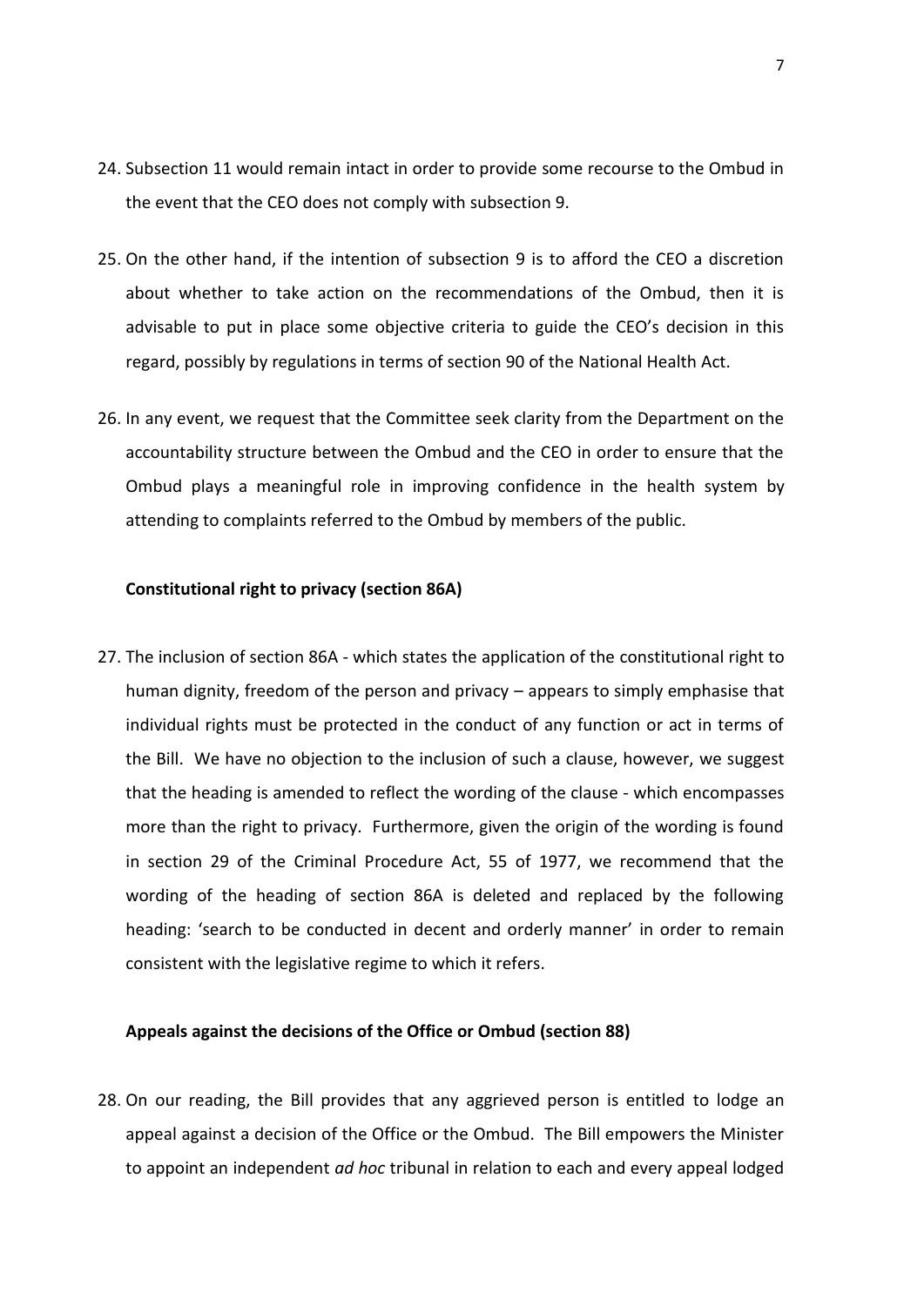24. Subsection 11 would remain intact in order to provide some recourse to the Ombud in the event that the CEO does not comply with subsection 9.

25. On the other hand, if the intention of subsection 9 is to afford the CEO a discretion about whether to take action on the recommendations of the Ombud, then it is advisable to put in place some objective criteria to guide the CEO's decision in this regard, possibly by regulations in terms of section 90 of the National Health Act.

26. In any event, we request that the Committee seek clarity from the Department on the accountability structure between the Ombud and the CEO in order to ensure that the Ombud plays a meaningful role in improving confidence in the health system by attending to complaints referred to the Ombud by members of the public.

**Constitutional right to privacy (section 86A)**

27. The inclusion of section 86A - which states the application of the constitutional right to human dignity, freedom of the person and privacy – appears to simply emphasise that individual rights must be protected in the conduct of any function or act in terms of the Bill. We have no objection to the inclusion of such a clause, however, we suggest that the heading is amended to reflect the wording of the clause - which encompasses more than the right to privacy. Furthermore, given the origin of the wording is found in section 29 of the Criminal Procedure Act, 55 of 1977, we recommend that the wording of the heading of section 86A is deleted and replaced by the following heading: 'search to be conducted in decent and orderly manner' in order to remain consistent with the legislative regime to which it refers.

**Appeals against the decisions of the Office or Ombud (section 88)**

28. On our reading, the Bill provides that any aggrieved person is entitled to lodge an appeal against a decision of the Office or the Ombud. The Bill empowers the Minister to appoint an independent *ad hoc* tribunal in relation to each and every appeal lodged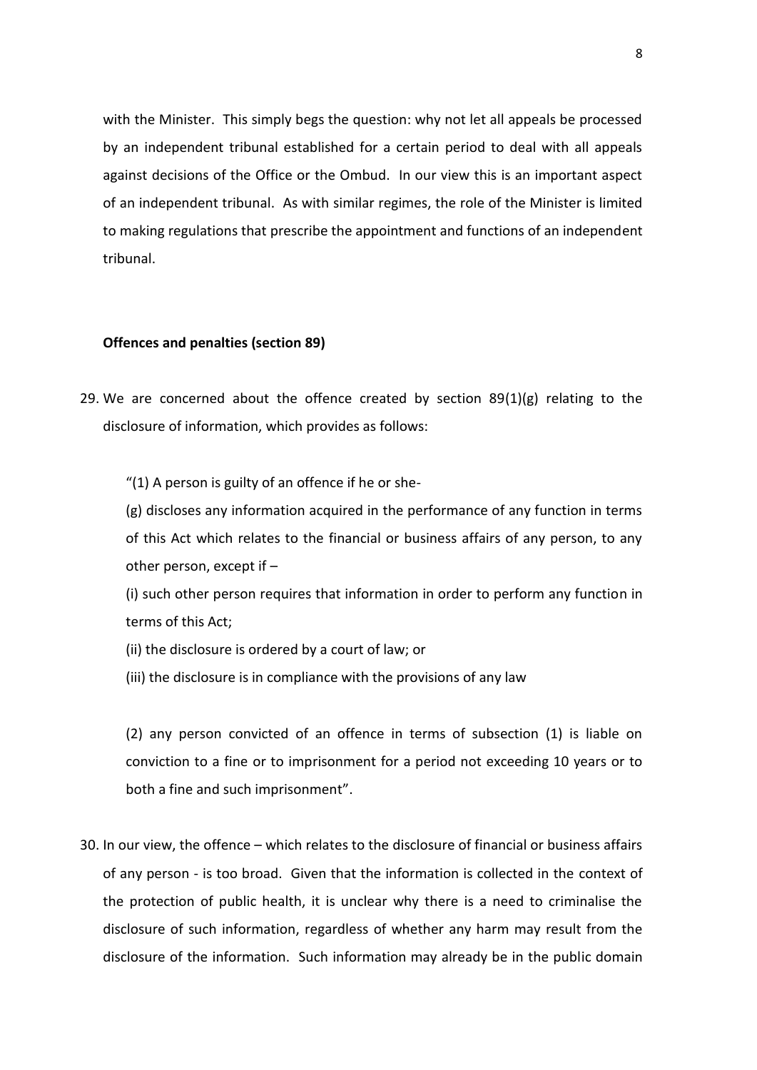with the Minister. This simply begs the question: why not let all appeals be processed by an independent tribunal established for a certain period to deal with all appeals against decisions of the Office or the Ombud. In our view this is an important aspect of an independent tribunal. As with similar regimes, the role of the Minister is limited to making regulations that prescribe the appointment and functions of an independent tribunal.

**Offences and penalties (section 89)**

29. We are concerned about the offence created by section 89(1)(g) relating to the disclosure of information, which provides as follows:

   "(1) A person is guilty of an offence if he or she-

   (g) discloses any information acquired in the performance of any function in terms of this Act which relates to the financial or business affairs of any person, to any other person, except if –

   (i) such other person requires that information in order to perform any function in terms of this Act;

   (ii) the disclosure is ordered by a court of law; or

   (iii) the disclosure is in compliance with the provisions of any law

   (2) any person convicted of an offence in terms of subsection (1) is liable on conviction to a fine or to imprisonment for a period not exceeding 10 years or to both a fine and such imprisonment".

30. In our view, the offence – which relates to the disclosure of financial or business affairs of any person - is too broad. Given that the information is collected in the context of the protection of public health, it is unclear why there is a need to criminalise the disclosure of such information, regardless of whether any harm may result from the disclosure of the information. Such information may already be in the public domain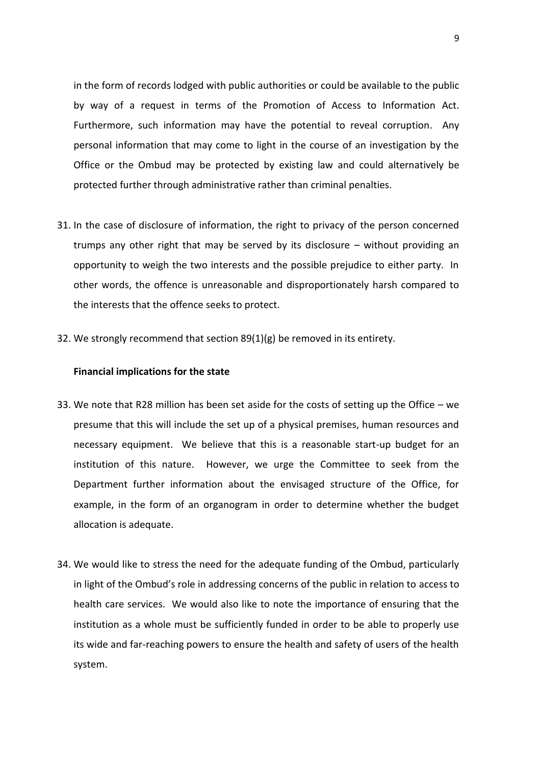in the form of records lodged with public authorities or could be available to the public by way of a request in terms of the Promotion of Access to Information Act. Furthermore, such information may have the potential to reveal corruption. Any personal information that may come to light in the course of an investigation by the Office or the Ombud may be protected by existing law and could alternatively be protected further through administrative rather than criminal penalties.

31. In the case of disclosure of information, the right to privacy of the person concerned trumps any other right that may be served by its disclosure – without providing an opportunity to weigh the two interests and the possible prejudice to either party. In other words, the offence is unreasonable and disproportionately harsh compared to the interests that the offence seeks to protect.

32. We strongly recommend that section 89(1)(g) be removed in its entirety.

**Financial implications for the state**

33. We note that R28 million has been set aside for the costs of setting up the Office – we presume that this will include the set up of a physical premises, human resources and necessary equipment. We believe that this is a reasonable start-up budget for an institution of this nature. However, we urge the Committee to seek from the Department further information about the envisaged structure of the Office, for example, in the form of an organogram in order to determine whether the budget allocation is adequate.

34. We would like to stress the need for the adequate funding of the Ombud, particularly in light of the Ombud's role in addressing concerns of the public in relation to access to health care services. We would also like to note the importance of ensuring that the institution as a whole must be sufficiently funded in order to be able to properly use its wide and far-reaching powers to ensure the health and safety of users of the health system.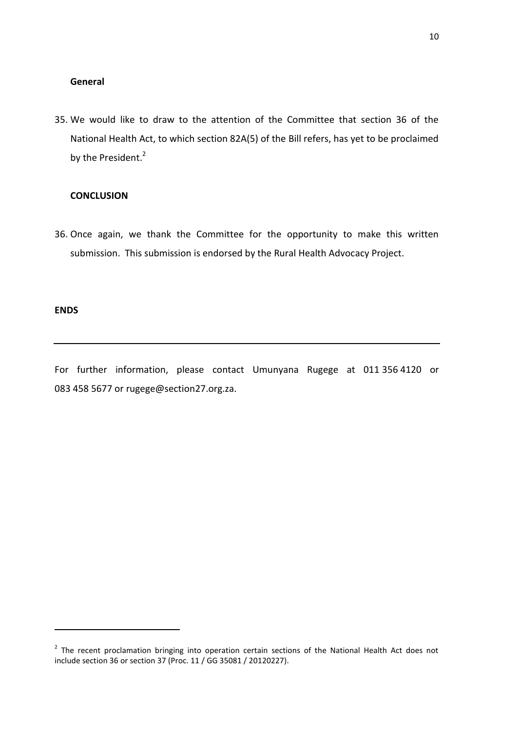### General

35. We would like to draw to the attention of the Committee that section 36 of the National Health Act, to which section 82A(5) of the Bill refers, has yet to be proclaimed by the President.[2]

### CONCLUSION

36. Once again, we thank the Committee for the opportunity to make this written submission. This submission is endorsed by the Rural Health Advocacy Project.

**ENDS**

---

For further information, please contact Umunyana Rugege at 011 356 4120 or 083 458 5677 or rugege@section27.org.za.

---

[2] The recent proclamation bringing into operation certain sections of the National Health Act does not include section 36 or section 37 (Proc. 11 / GG 35081 / 20120227).